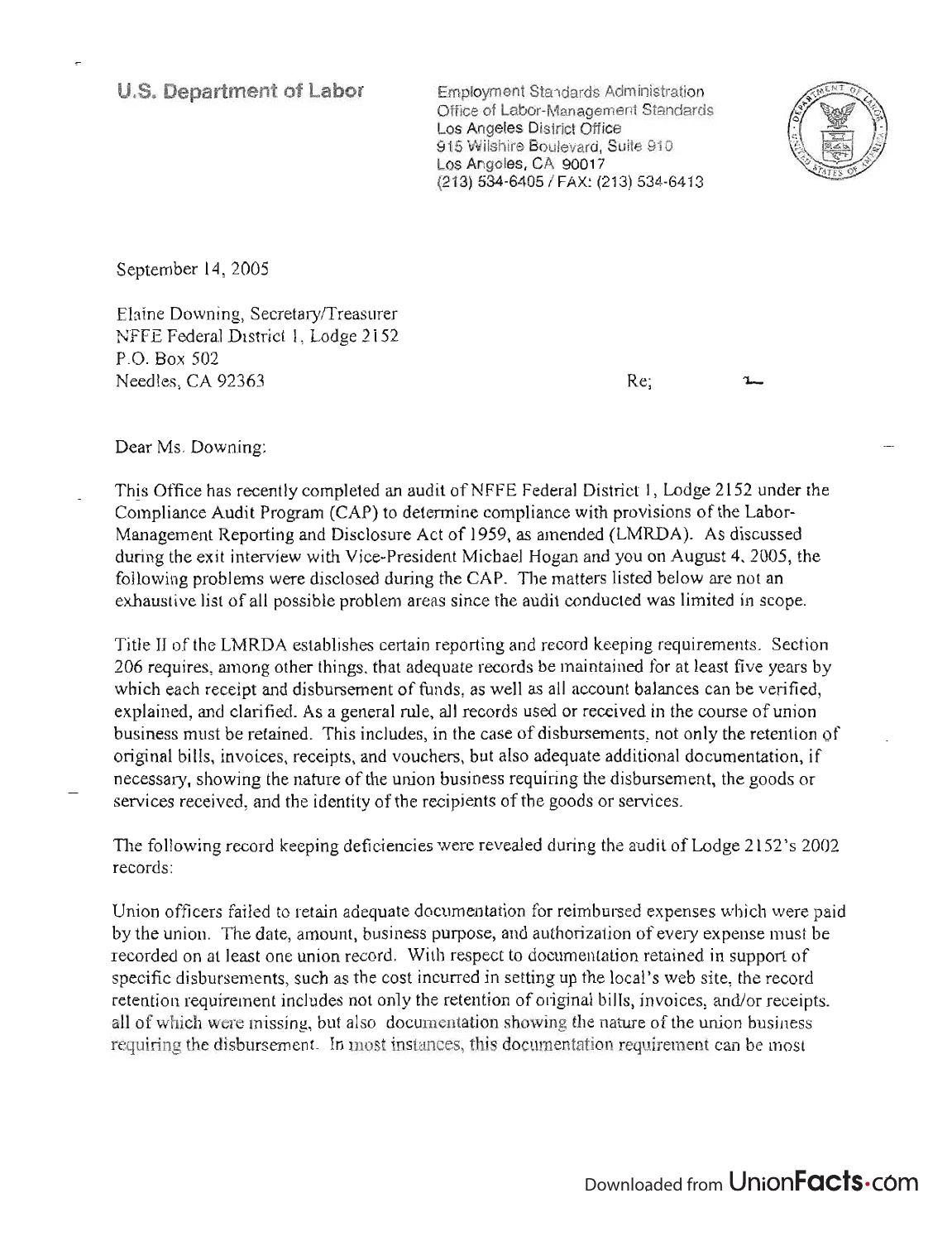U.S. Department of Labor

Employment Standards Administration
Office of Labor-Management Standards
Los Angeles District Office
915 Wilshire Boulevard, Suite 910
Los Angeles, CA 90017
(213) 534-6405 / FAX: (213) 534-6413

September 14, 2005

Elaine Downing, Secretary/Treasurer
NFFE Federal District 1, Lodge 2152
P.O. Box 502
Needles, CA 92363

Re;

Dear Ms. Downing:

This Office has recently completed an audit of NFFE Federal District 1, Lodge 2152 under the Compliance Audit Program (CAP) to determine compliance with provisions of the Labor-Management Reporting and Disclosure Act of 1959, as amended (LMRDA). As discussed during the exit interview with Vice-President Michael Hogan and you on August 4, 2005, the following problems were disclosed during the CAP. The matters listed below are not an exhaustive list of all possible problem areas since the audit conducted was limited in scope.

Title II of the LMRDA establishes certain reporting and record keeping requirements. Section 206 requires, among other things, that adequate records be maintained for at least five years by which each receipt and disbursement of funds, as well as all account balances can be verified, explained, and clarified. As a general rule, all records used or received in the course of union business must be retained. This includes, in the case of disbursements, not only the retention of original bills, invoices, receipts, and vouchers, but also adequate additional documentation, if necessary, showing the nature of the union business requiring the disbursement, the goods or services received, and the identity of the recipients of the goods or services.

The following record keeping deficiencies were revealed during the audit of Lodge 2152's 2002 records:

Union officers failed to retain adequate documentation for reimbursed expenses which were paid by the union. The date, amount, business purpose, and authorization of every expense must be recorded on at least one union record. With respect to documentation retained in support of specific disbursements, such as the cost incurred in setting up the local's web site, the record retention requirement includes not only the retention of original bills, invoices, and/or receipts. all of which were missing, but also documentation showing the nature of the union business requiring the disbursement. In most instances, this documentation requirement can be most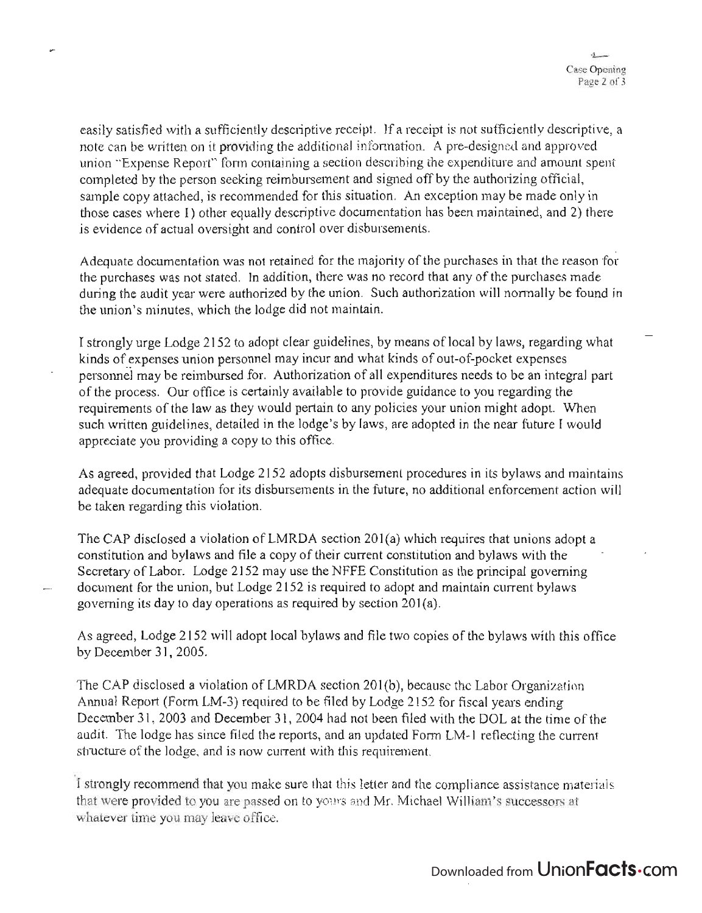easily satisfied with a sufficiently descriptive receipt. If a receipt is not sufficiently descriptive, a note can be written on it providing the additional information. A pre-designed and approved union "Expense Report" form containing a section describing the expenditure and amount spent completed by the person seeking reimbursement and signed off by the authorizing official, sample copy attached, is recommended for this situation. An exception may be made only in those cases where 1) other equally descriptive documentation has been maintained, and 2) there is evidence of actual oversight and control over disbursements.

Adequate documentation was not retained for the majority of the purchases in that the reason for the purchases was not stated. In addition, there was no record that any of the purchases made during the audit year were authorized by the union. Such authorization will normally be found in the union's minutes, which the lodge did not maintain.

I strongly urge Lodge 2152 to adopt clear guidelines, by means of local by laws, regarding what kinds of expenses union personnel may incur and what kinds of out-of-pocket expenses personnel may be reimbursed for. Authorization of all expenditures needs to be an integral part of the process. Our office is certainly available to provide guidance to you regarding the requirements of the law as they would pertain to any policies your union might adopt. When such written guidelines, detailed in the lodge's by laws, are adopted in the near future I would appreciate you providing a copy to this office.

As agreed, provided that Lodge 2152 adopts disbursement procedures in its bylaws and maintains adequate documentation for its disbursements in the future, no additional enforcement action will be taken regarding this violation.

The CAP disclosed a violation of LMRDA section 201(a) which requires that unions adopt a constitution and bylaws and file a copy of their current constitution and bylaws with the Secretary of Labor. Lodge 2152 may use the NFFE Constitution as the principal governing document for the union, but Lodge 2152 is required to adopt and maintain current bylaws governing its day to day operations as required by section 201(a).

As agreed, Lodge 2152 will adopt local bylaws and file two copies of the bylaws with this office by December 31, 2005.

The CAP disclosed a violation of LMRDA section 201(b), because the Labor Organization Annual Report (Form LM-3) required to be filed by Lodge 2152 for fiscal years ending December 31, 2003 and December 31, 2004 had not been filed with the DOL at the time of the audit. The lodge has since filed the reports, and an updated Form LM-1 reflecting the current structure of the lodge, and is now current with this requirement.

I strongly recommend that you make sure that this letter and the compliance assistance materials that were provided to you are passed on to yours and Mr. Michael William's successors at whatever time you may leave office.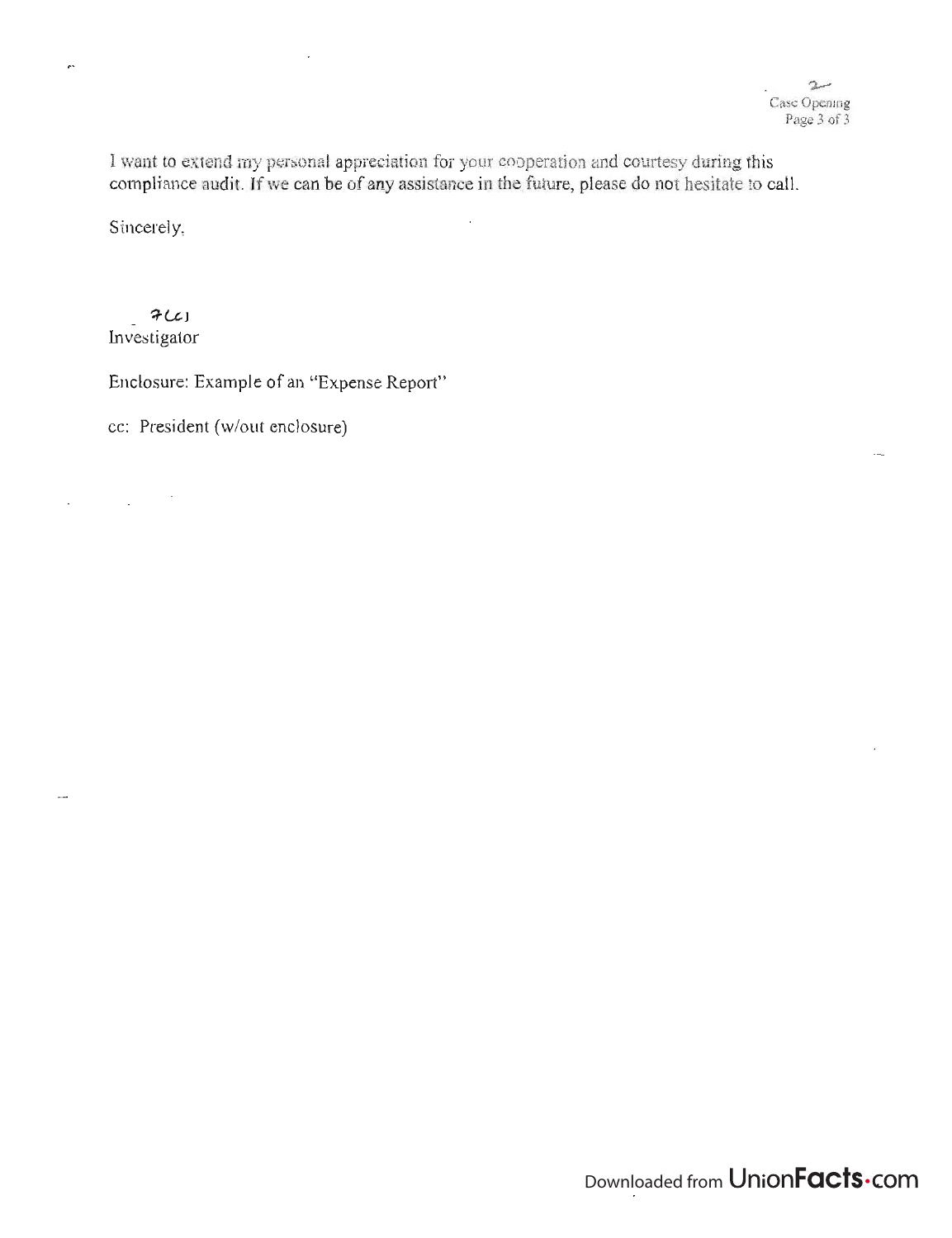I want to extend my personal appreciation for your cooperation and courtesy during this compliance audit. If we can be of any assistance in the future, please do not hesitate to call.

Sincerely,

7(c)
Investigator

Enclosure: Example of an "Expense Report"

cc: President (w/out enclosure)